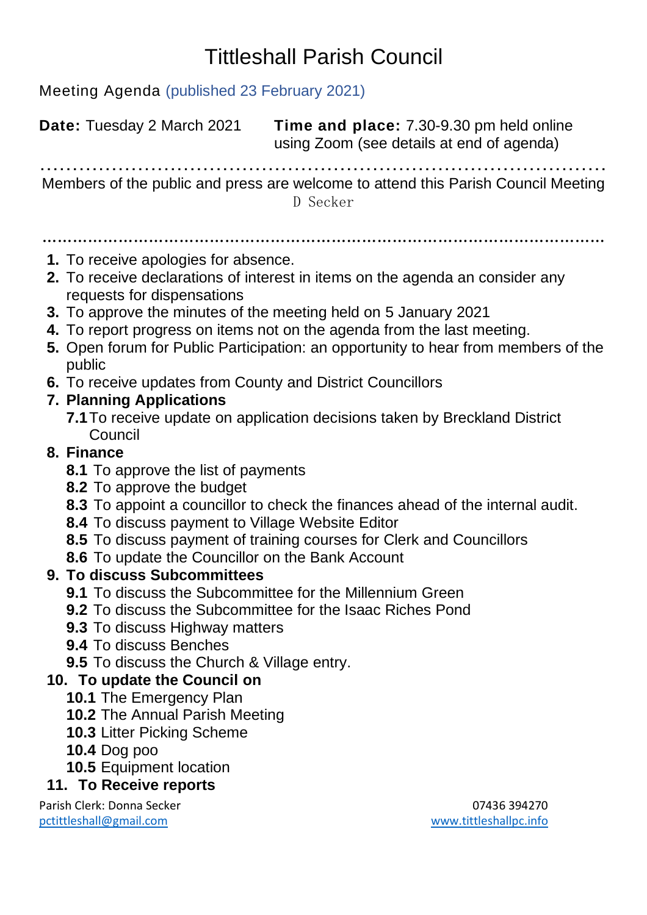# Tittleshall Parish Council

Meeting Agenda (published 23 February 2021)

**Date:** Tuesday 2 March 2021

**Time and place:** 7.30-9.30 pm held online using Zoom (see details at end of agenda)

........................................................................................

Members of the public and press are welcome to attend this Parish Council Meeting

D Secker

........................................................................................

1. To receive apologies for absence.
2. To receive declarations of interest in items on the agenda an consider any requests for dispensations
3. To approve the minutes of the meeting held on 5 January 2021
4. To report progress on items not on the agenda from the last meeting.
5. Open forum for Public Participation: an opportunity to hear from members of the public
6. To receive updates from County and District Councillors
7. **Planning Applications**
   - **7.1** To receive update on application decisions taken by Breckland District Council
8. **Finance**
   - **8.1** To approve the list of payments
   - **8.2** To approve the budget
   - **8.3** To appoint a councillor to check the finances ahead of the internal audit.
   - **8.4** To discuss payment to Village Website Editor
   - **8.5** To discuss payment of training courses for Clerk and Councillors
   - **8.6** To update the Councillor on the Bank Account
9. **To discuss Subcommittees**
   - **9.1** To discuss the Subcommittee for the Millennium Green
   - **9.2** To discuss the Subcommittee for the Isaac Riches Pond
   - **9.3** To discuss Highway matters
   - **9.4** To discuss Benches
   - **9.5** To discuss the Church & Village entry.
10. **To update the Council on**
    - **10.1** The Emergency Plan
    - **10.2** The Annual Parish Meeting
    - **10.3** Litter Picking Scheme
    - **10.4** Dog poo
    - **10.5** Equipment location
11. **To Receive reports**

Parish Clerk: Donna Secker 07436 394270
pctittleshall@gmail.com www.tittleshallpc.info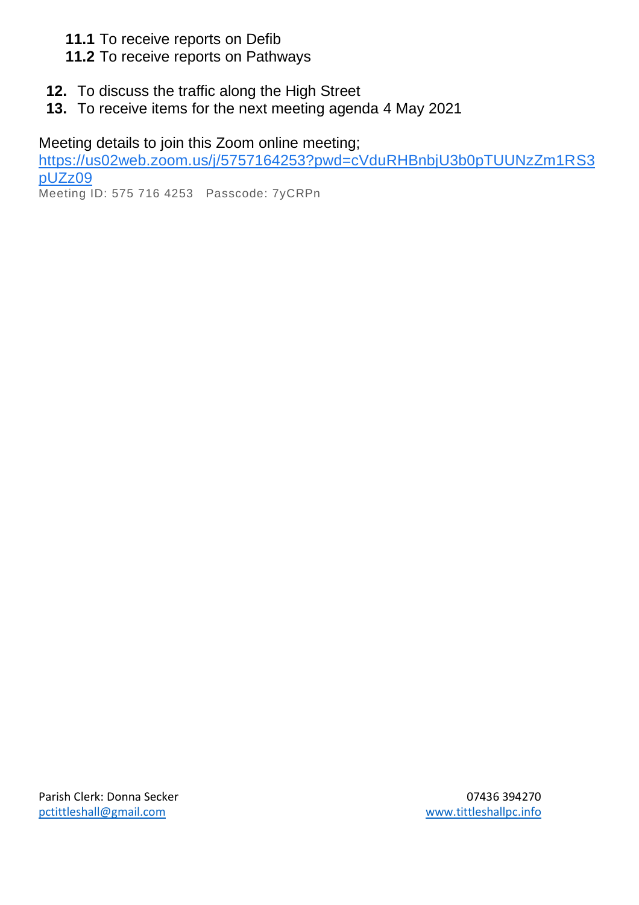**11.1** To receive reports on Defib
**11.2** To receive reports on Pathways

**12.** To discuss the traffic along the High Street
**13.** To receive items for the next meeting agenda 4 May 2021

Meeting details to join this Zoom online meeting;
https://us02web.zoom.us/j/5757164253?pwd=cVduRHBnbjU3b0pTUUNzZm1RS3pUZz09
Meeting ID: 575 716 4253   Passcode: 7yCRPn

Parish Clerk: Donna Secker
pctittleshall@gmail.com

07436 394270
www.tittleshallpc.info